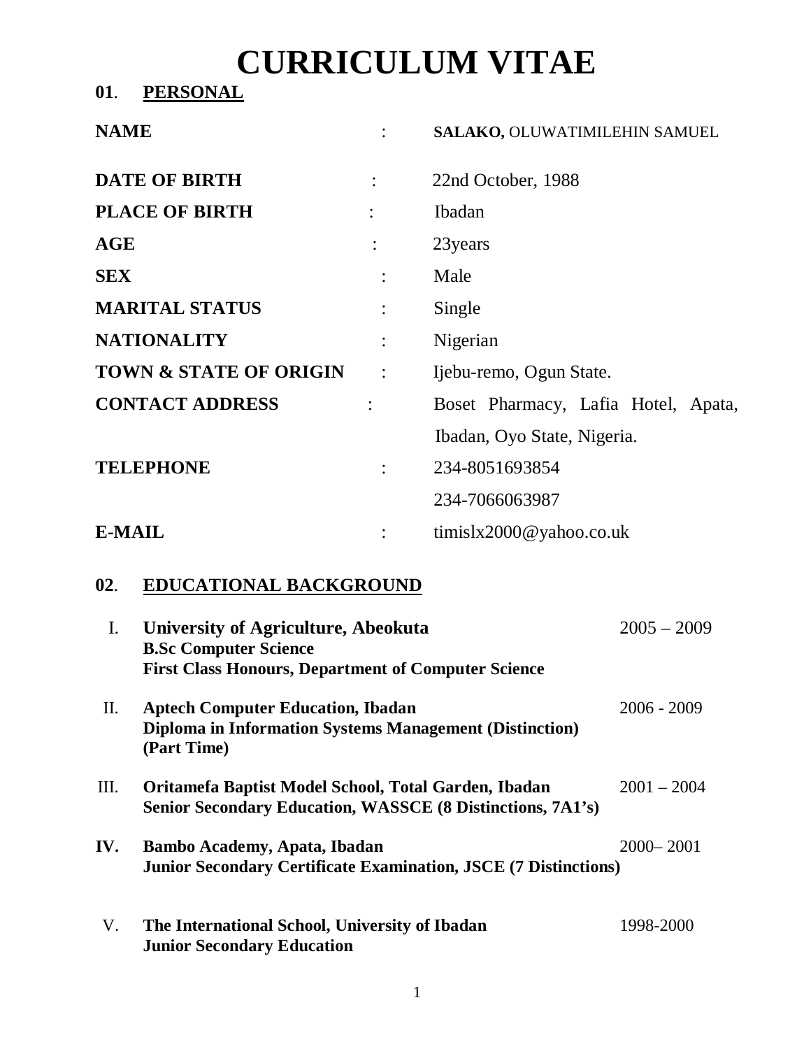# CURRICULUM VITAE

## 01. PERSONAL

| | | |
|---|---|---|
| **NAME** | : | **SALAKO,** OLUWATIMILEHIN SAMUEL |
| **DATE OF BIRTH** | : | 22nd October, 1988 |
| **PLACE OF BIRTH** | : | Ibadan |
| **AGE** | : | 23years |
| **SEX** | : | Male |
| **MARITAL STATUS** | : | Single |
| **NATIONALITY** | : | Nigerian |
| **TOWN & STATE OF ORIGIN** | : | Ijebu-remo, Ogun State. |
| **CONTACT ADDRESS** | : | Boset Pharmacy, Lafia Hotel, Apata, Ibadan, Oyo State, Nigeria. |
| **TELEPHONE** | : | 234-8051693854<br>234-7066063987 |
| **E-MAIL** | : | timislx2000@yahoo.co.uk |

## 02. EDUCATIONAL BACKGROUND

I. **University of Agriculture, Abeokuta** — 2005 – 2009
**B.Sc Computer Science**
**First Class Honours, Department of Computer Science**

II. **Aptech Computer Education, Ibadan** — 2006 - 2009
**Diploma in Information Systems Management (Distinction) (Part Time)**

III. **Oritamefa Baptist Model School, Total Garden, Ibadan** — 2001 – 2004
**Senior Secondary Education, WASSCE (8 Distinctions, 7A1's)**

**IV. Bambo Academy, Apata, Ibadan** — 2000– 2001
**Junior Secondary Certificate Examination, JSCE (7 Distinctions)**

V. **The International School, University of Ibadan** — 1998-2000
**Junior Secondary Education**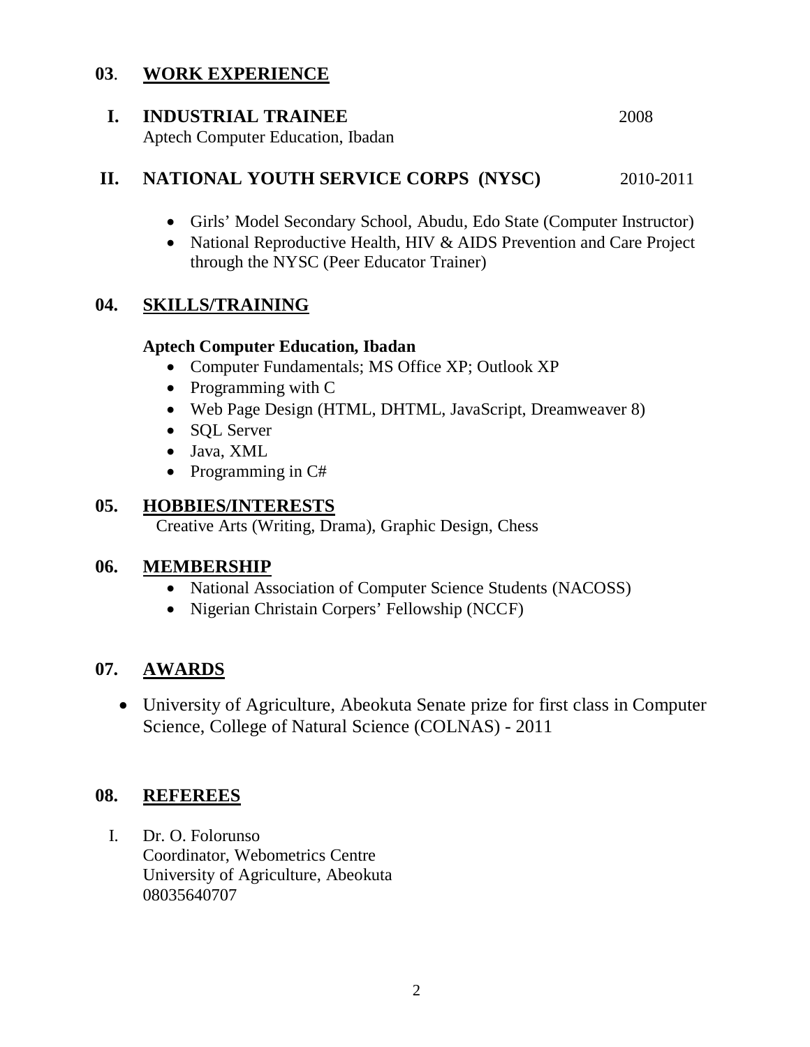## 03. WORK EXPERIENCE

### I. INDUSTRIAL TRAINEE 2008

Aptech Computer Education, Ibadan

### II. NATIONAL YOUTH SERVICE CORPS (NYSC) 2010-2011

- Girls' Model Secondary School, Abudu, Edo State (Computer Instructor)
- National Reproductive Health, HIV & AIDS Prevention and Care Project through the NYSC (Peer Educator Trainer)

## 04. SKILLS/TRAINING

**Aptech Computer Education, Ibadan**

- Computer Fundamentals; MS Office XP; Outlook XP
- Programming with C
- Web Page Design (HTML, DHTML, JavaScript, Dreamweaver 8)
- SQL Server
- Java, XML
- Programming in C#

## 05. HOBBIES/INTERESTS

Creative Arts (Writing, Drama), Graphic Design, Chess

## 06. MEMBERSHIP

- National Association of Computer Science Students (NACOSS)
- Nigerian Christain Corpers' Fellowship (NCCF)

## 07. AWARDS

- University of Agriculture, Abeokuta Senate prize for first class in Computer Science, College of Natural Science (COLNAS) - 2011

## 08. REFEREES

I. Dr. O. Folorunso
Coordinator, Webometrics Centre
University of Agriculture, Abeokuta
08035640707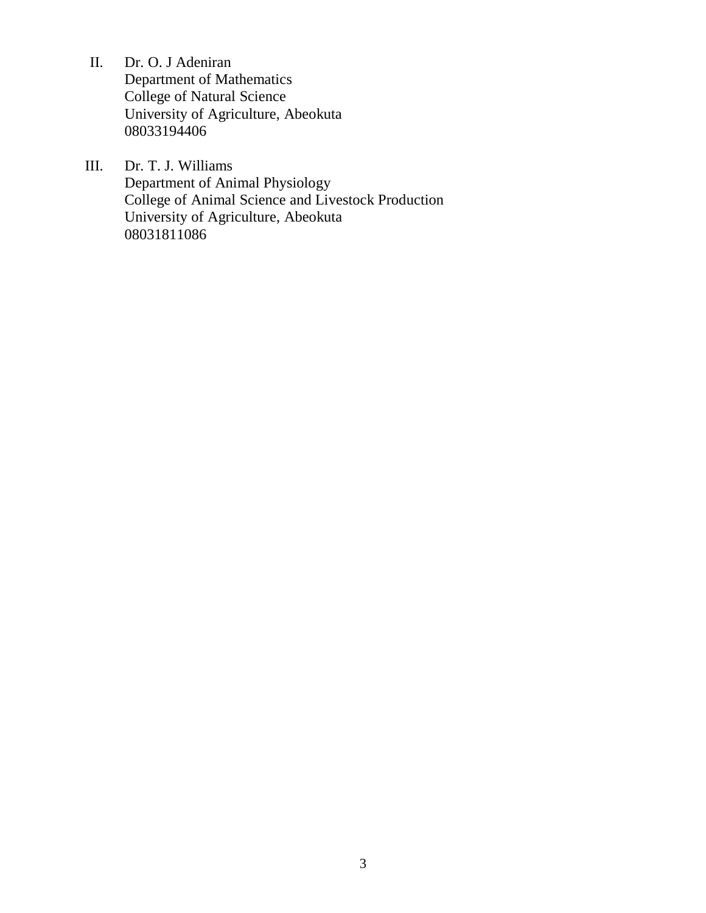II. Dr. O. J Adeniran
    Department of Mathematics
    College of Natural Science
    University of Agriculture, Abeokuta
    08033194406

III. Dr. T. J. Williams
    Department of Animal Physiology
    College of Animal Science and Livestock Production
    University of Agriculture, Abeokuta
    08031811086